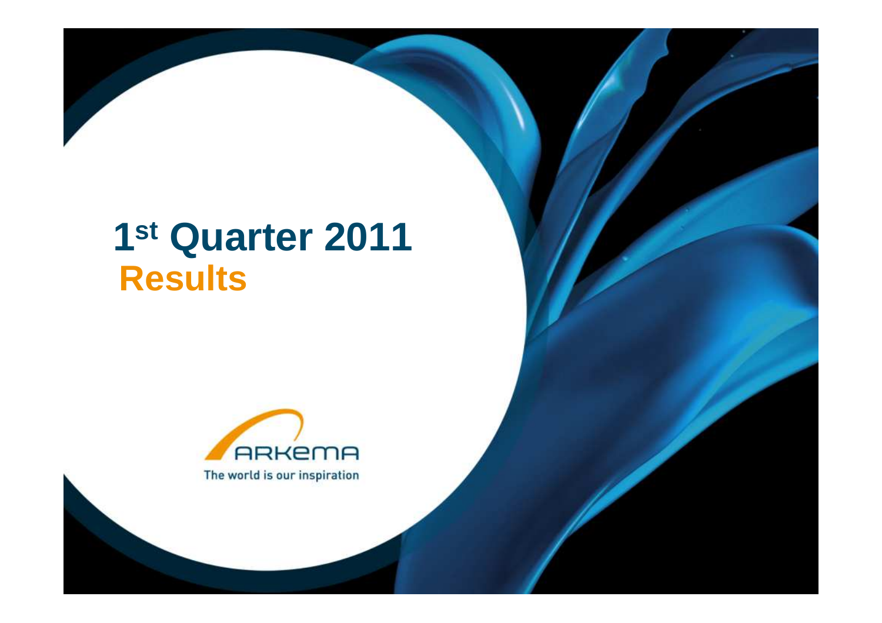# 1st Quarter 2011
## Results

ARKEMA

The world is our inspiration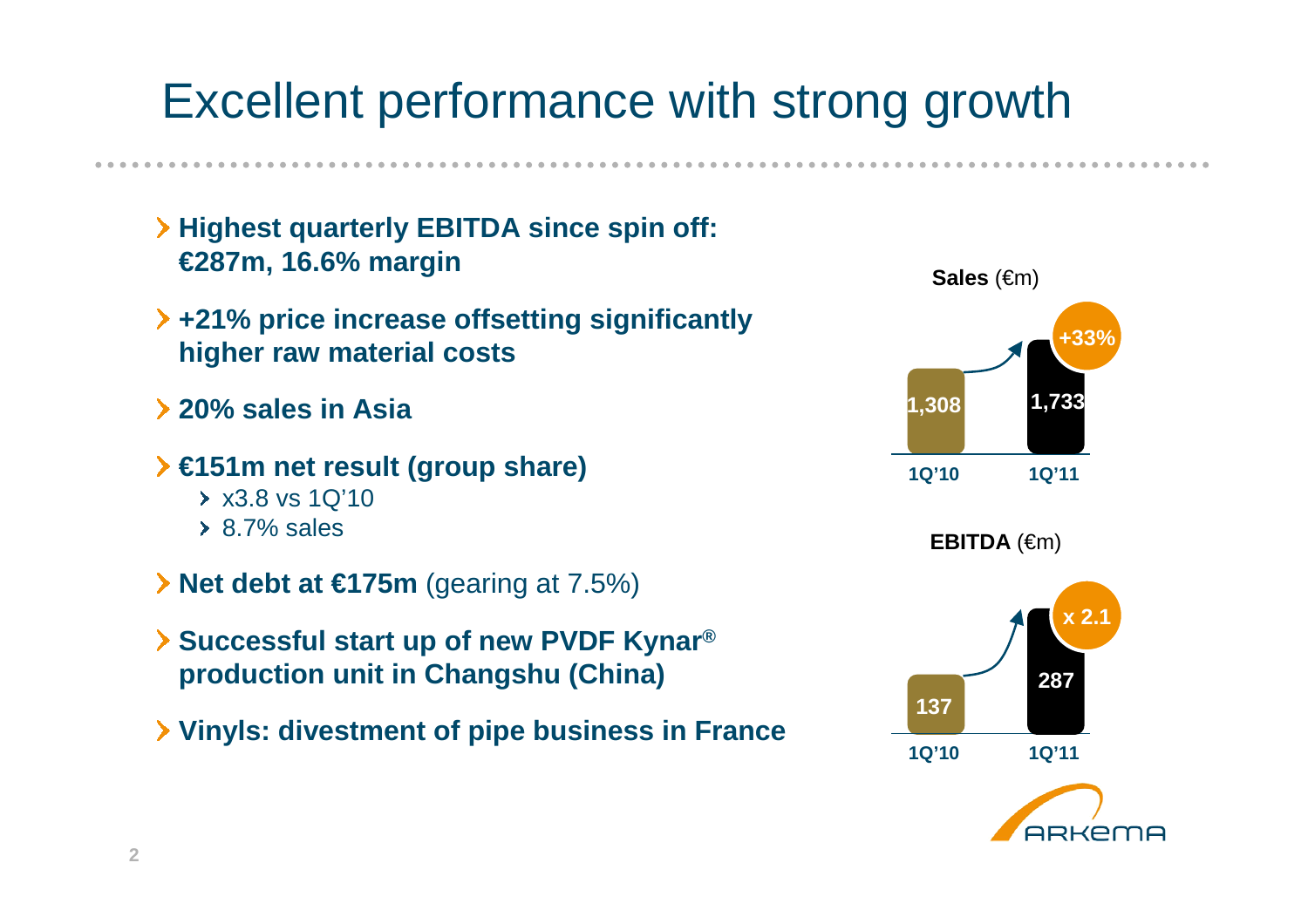# Excellent performance with strong growth

- **Highest quarterly EBITDA since spin off: €287m, 16.6% margin**
- **+21% price increase offsetting significantly higher raw material costs**
- **20% sales in Asia**
- **€151m net result (group share)**
  - x3.8 vs 1Q'10
  - 8.7% sales
- **Net debt at €175m** (gearing at 7.5%)
- **Successful start up of new PVDF Kynar® production unit in Changshu (China)**
- **Vinyls: divestment of pipe business in France**

**Sales** (€m)

| 1Q'10 | 1Q'11 |
|---|---|
| 1,308 | 1,733 |

+33%

**EBITDA** (€m)

| 1Q'10 | 1Q'11 |
|---|---|
| 137 | 287 |

x 2.1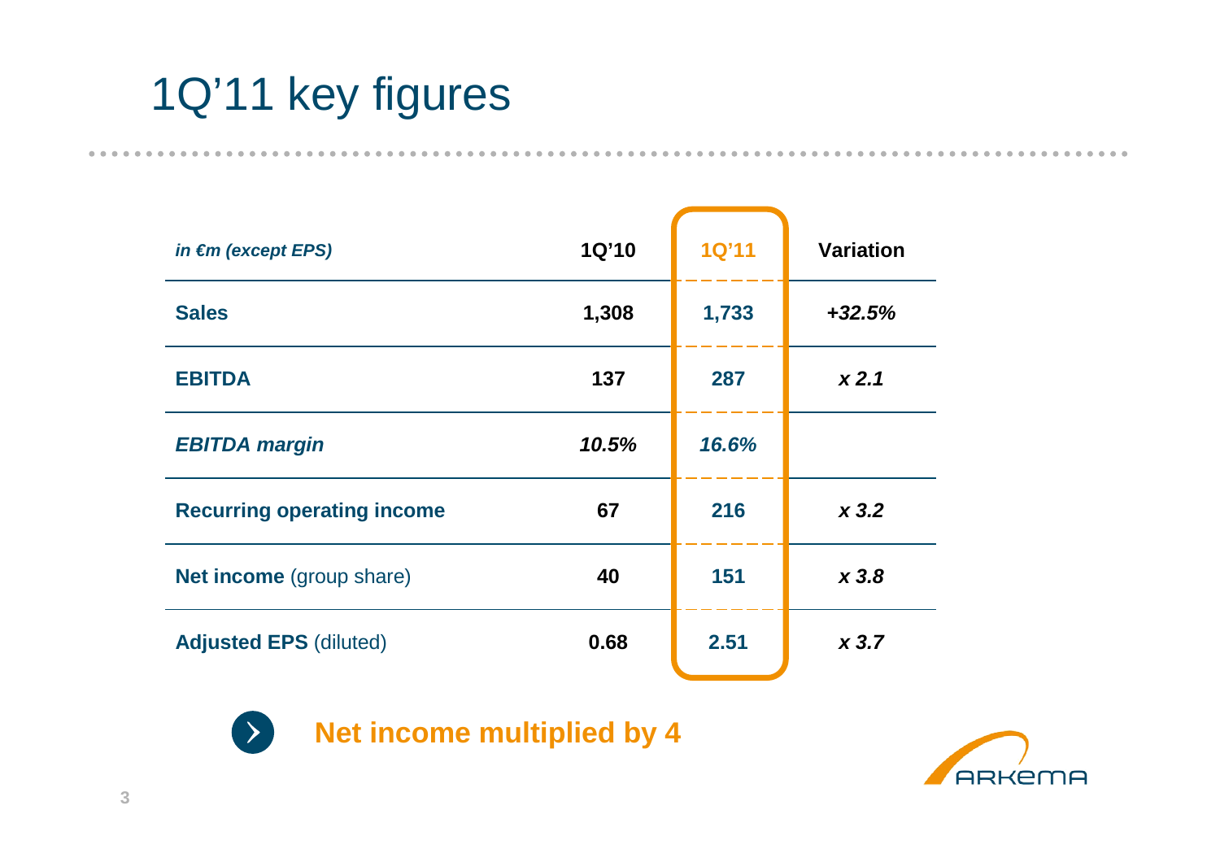# 1Q'11 key figures

| *in €m (except EPS)* | 1Q'10 | 1Q'11 | Variation |
|---|---|---|---|
| **Sales** | **1,308** | **1,733** | ***+32.5%*** |
| **EBITDA** | **137** | **287** | ***x 2.1*** |
| ***EBITDA margin*** | ***10.5%*** | ***16.6%*** | |
| **Recurring operating income** | **67** | **216** | ***x 3.2*** |
| **Net income** (group share) | **40** | **151** | ***x 3.8*** |
| **Adjusted EPS** (diluted) | **0.68** | **2.51** | ***x 3.7*** |

**Net income multiplied by 4**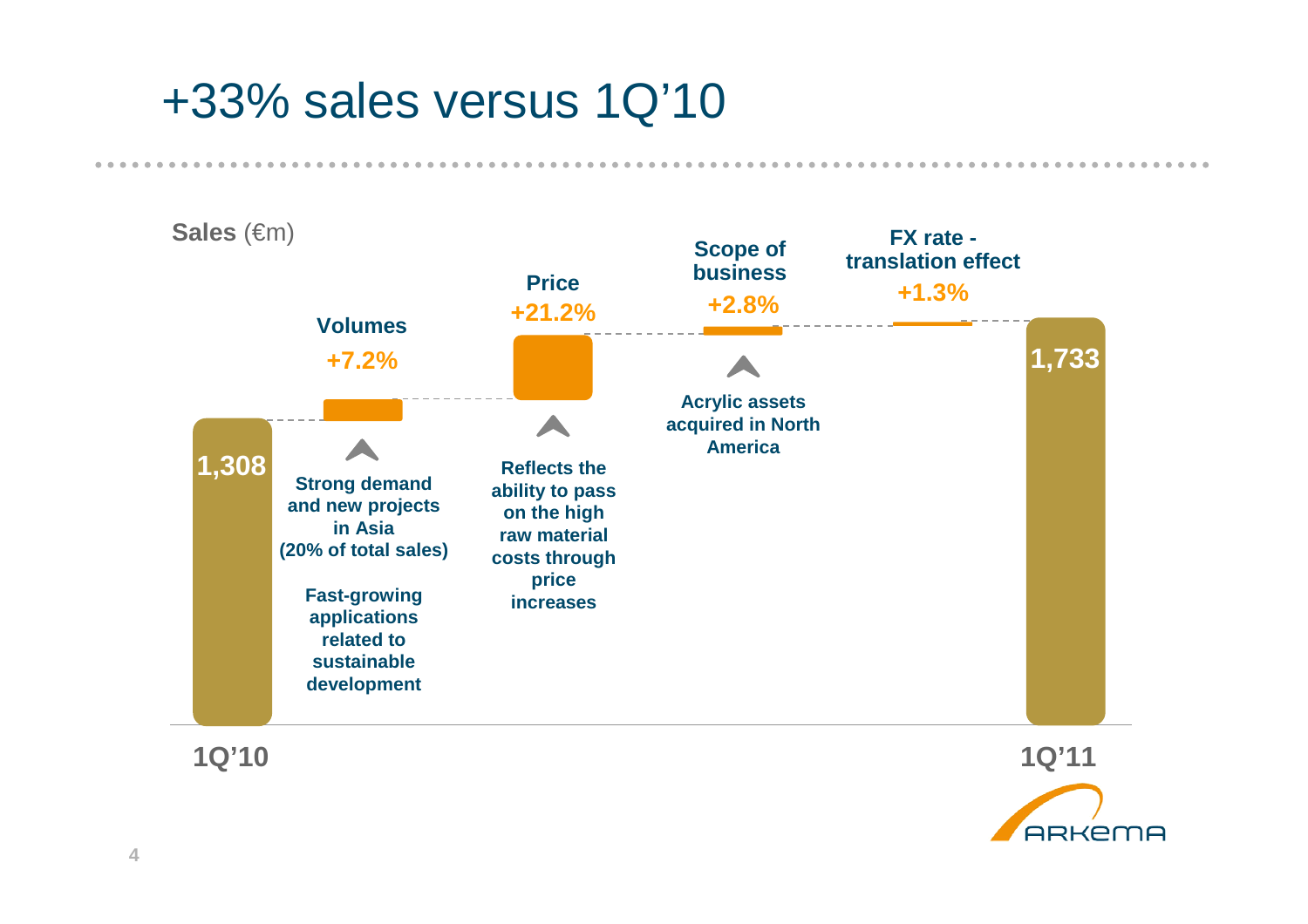# +33% sales versus 1Q'10

**Sales** (€m)

| | 1Q'10 | Volumes | Price | Scope of business | FX rate - translation effect | 1Q'11 |
|---|---|---|---|---|---|---|
| Sales (€m) / change | 1,308 | +7.2% | +21.2% | +2.8% | +1.3% | 1,733 |

**Volumes +7.2%**
- Strong demand and new projects in Asia (20% of total sales)
- Fast-growing applications related to sustainable development

**Price +21.2%**
- Reflects the ability to pass on the high raw material costs through price increases

**Scope of business +2.8%**
- Acrylic assets acquired in North America

**FX rate - translation effect +1.3%**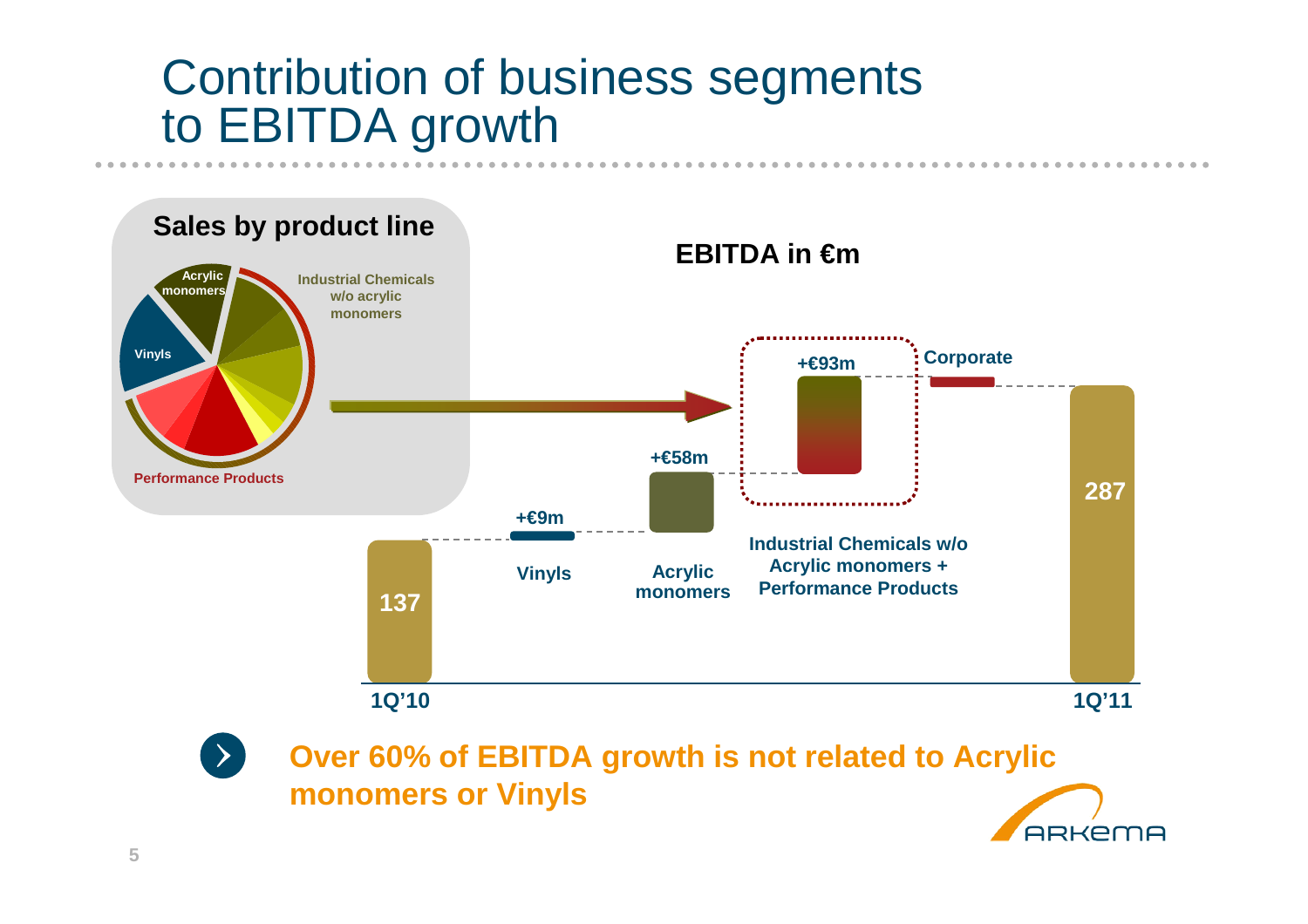# Contribution of business segments to EBITDA growth

**Sales by product line**

- Acrylic monomers
- Industrial Chemicals w/o acrylic monomers
- Vinyls
- Performance Products

**EBITDA in €m**

| | EBITDA (€m) |
|---|---|
| 1Q'10 | 137 |
| Vinyls | +€9m |
| Acrylic monomers | +€58m |
| Industrial Chemicals w/o Acrylic monomers + Performance Products | +€93m |
| Corporate | |
| 1Q'11 | 287 |

**Over 60% of EBITDA growth is not related to Acrylic monomers or Vinyls**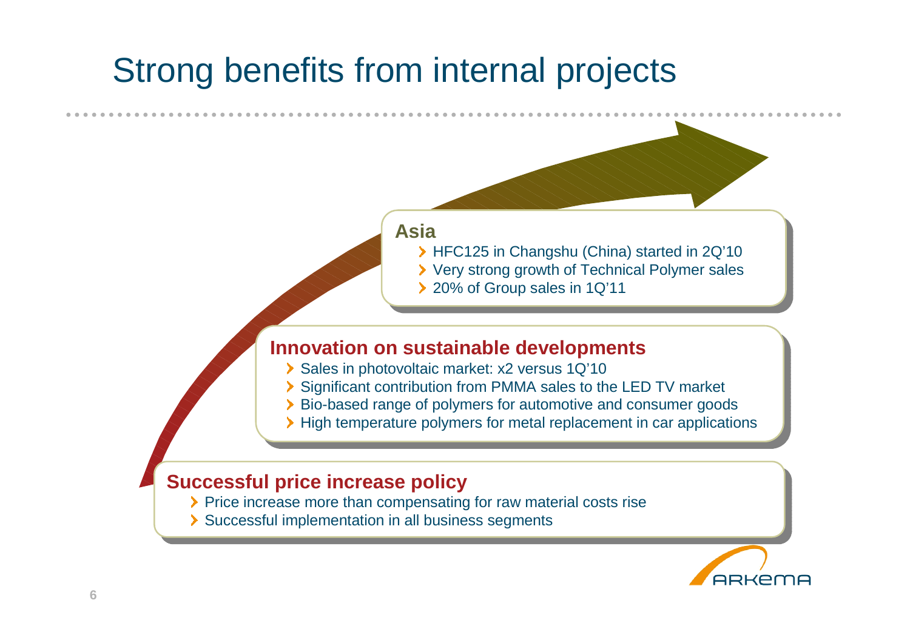# Strong benefits from internal projects

## Asia

- HFC125 in Changshu (China) started in 2Q'10
- Very strong growth of Technical Polymer sales
- 20% of Group sales in 1Q'11

## Innovation on sustainable developments

- Sales in photovoltaic market: x2 versus 1Q'10
- Significant contribution from PMMA sales to the LED TV market
- Bio-based range of polymers for automotive and consumer goods
- High temperature polymers for metal replacement in car applications

## Successful price increase policy

- Price increase more than compensating for raw material costs rise
- Successful implementation in all business segments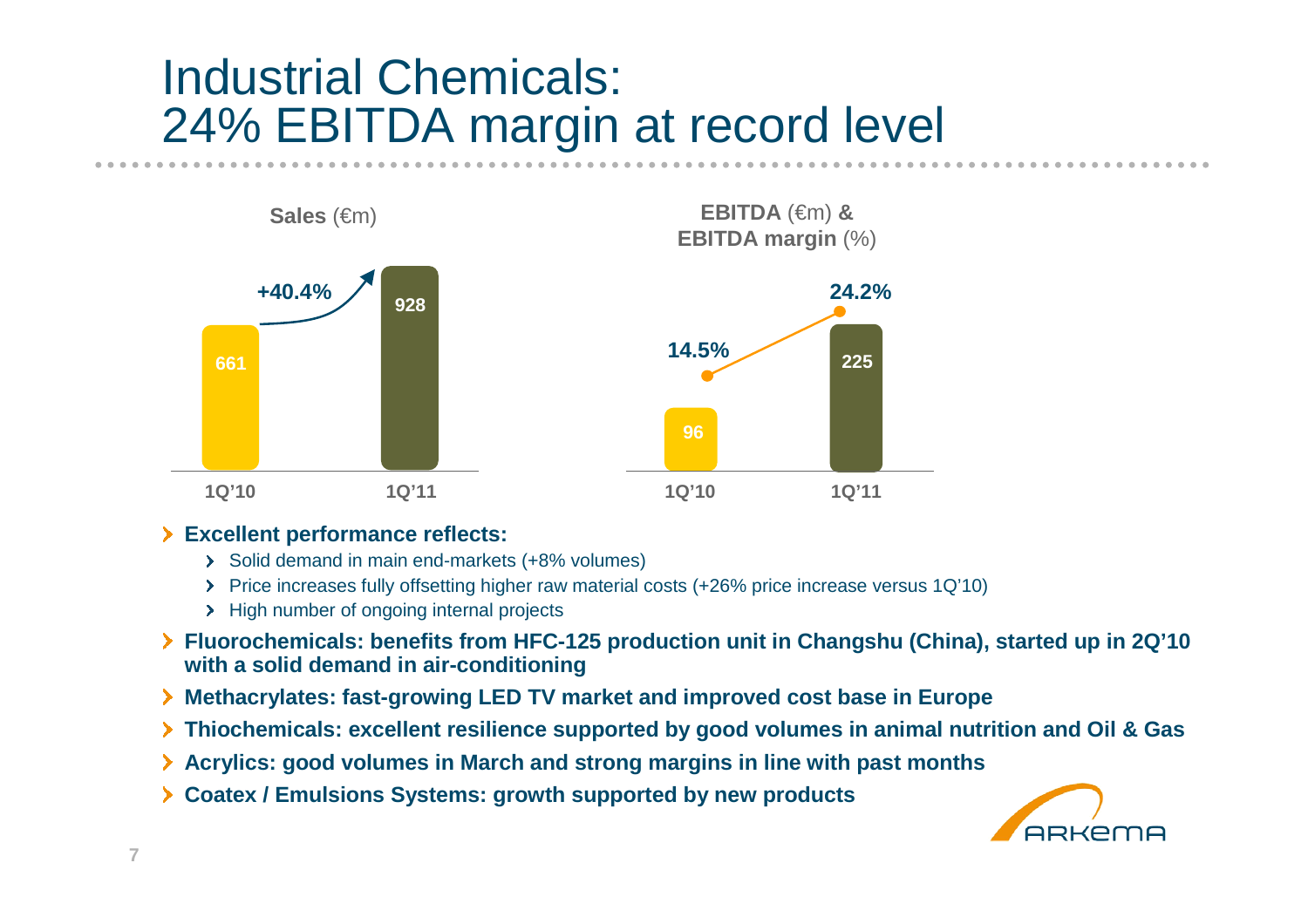# Industrial Chemicals: 24% EBITDA margin at record level

**Sales** (€m)

| | 1Q'10 | 1Q'11 |
|---|---|---|
| Sales | 661 | 928 |

+40.4%

**EBITDA** (€m) **& EBITDA margin** (%)

| | 1Q'10 | 1Q'11 |
|---|---|---|
| EBITDA | 96 | 225 |
| EBITDA margin | 14.5% | 24.2% |

- **Excellent performance reflects:**
  - Solid demand in main end-markets (+8% volumes)
  - Price increases fully offsetting higher raw material costs (+26% price increase versus 1Q'10)
  - High number of ongoing internal projects
- **Fluorochemicals: benefits from HFC-125 production unit in Changshu (China), started up in 2Q'10 with a solid demand in air-conditioning**
- **Methacrylates: fast-growing LED TV market and improved cost base in Europe**
- **Thiochemicals: excellent resilience supported by good volumes in animal nutrition and Oil & Gas**
- **Acrylics: good volumes in March and strong margins in line with past months**
- **Coatex / Emulsions Systems: growth supported by new products**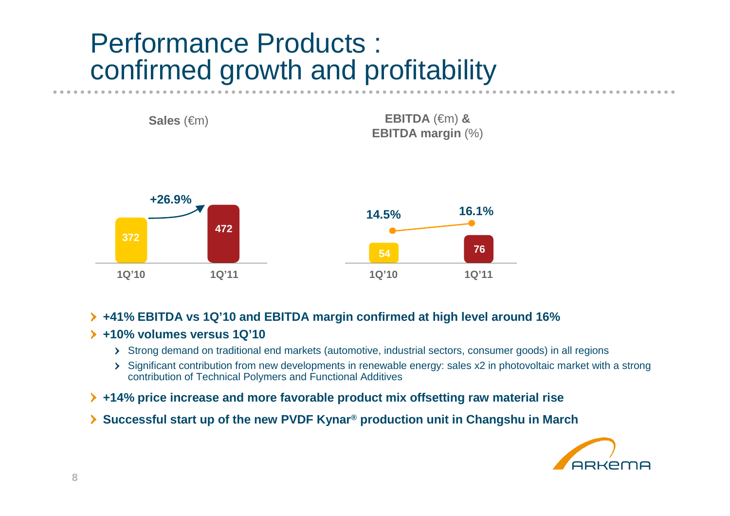# Performance Products : confirmed growth and profitability

**Sales** (€m)

| | 1Q'10 | 1Q'11 |
|---|---|---|
| Sales | 372 | 472 |

+26.9%

**EBITDA** (€m) **& EBITDA margin** (%)

| | 1Q'10 | 1Q'11 |
|---|---|---|
| EBITDA | 54 | 76 |
| EBITDA margin | 14.5% | 16.1% |

- **+41% EBITDA vs 1Q'10 and EBITDA margin confirmed at high level around 16%**
- **+10% volumes versus 1Q'10**
  - Strong demand on traditional end markets (automotive, industrial sectors, consumer goods) in all regions
  - Significant contribution from new developments in renewable energy: sales x2 in photovoltaic market with a strong contribution of Technical Polymers and Functional Additives
- **+14% price increase and more favorable product mix offsetting raw material rise**
- **Successful start up of the new PVDF Kynar® production unit in Changshu in March**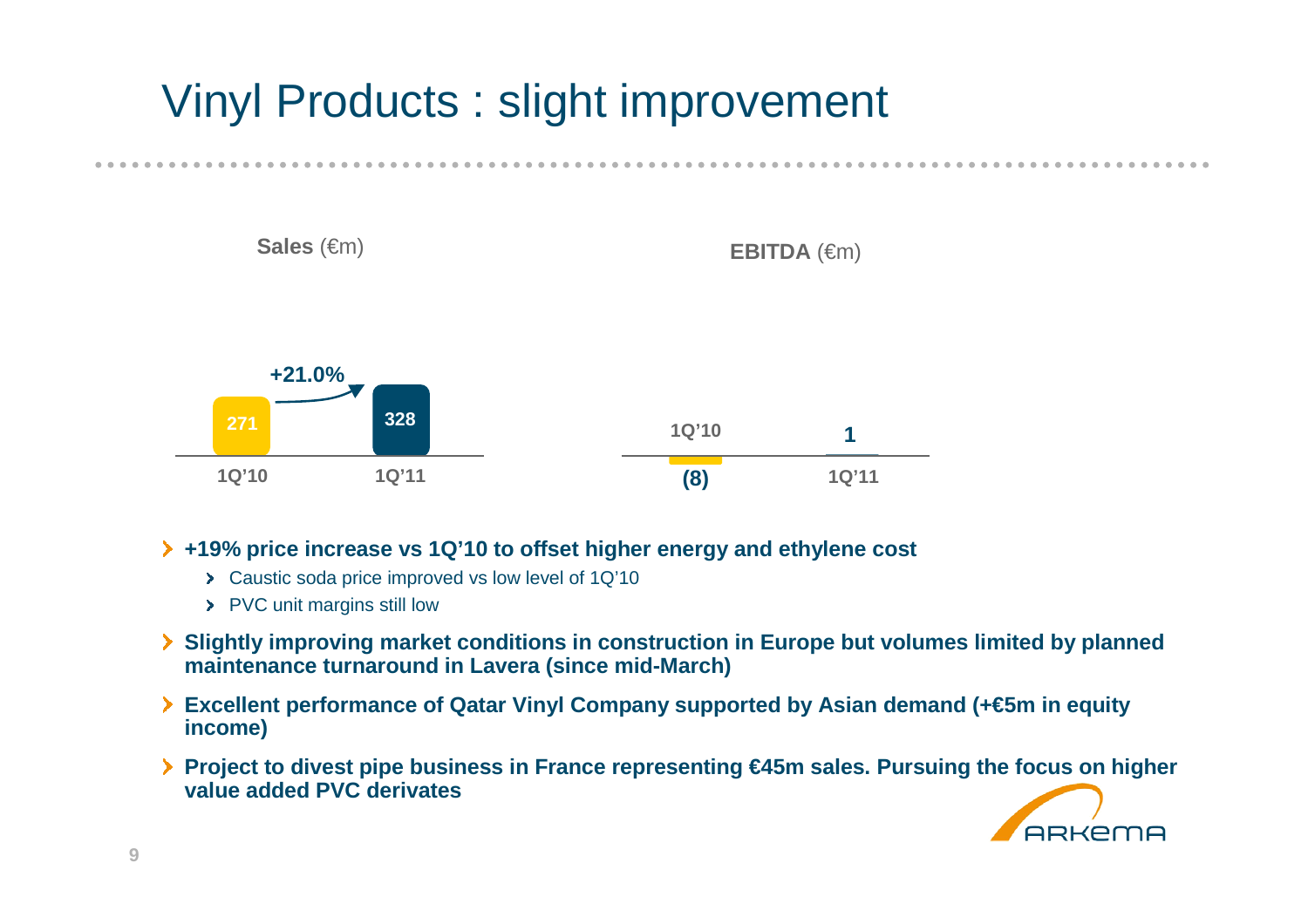# Vinyl Products : slight improvement

**Sales** (€m)

| 1Q'10 | 1Q'11 |
|---|---|
| 271 | 328 |

+21.0%

**EBITDA** (€m)

| 1Q'10 | 1Q'11 |
|---|---|
| (8) | 1 |

- **+19% price increase vs 1Q'10 to offset higher energy and ethylene cost**
  - Caustic soda price improved vs low level of 1Q'10
  - PVC unit margins still low
- **Slightly improving market conditions in construction in Europe but volumes limited by planned maintenance turnaround in Lavera (since mid-March)**
- **Excellent performance of Qatar Vinyl Company supported by Asian demand (+€5m in equity income)**
- **Project to divest pipe business in France representing €45m sales. Pursuing the focus on higher value added PVC derivates**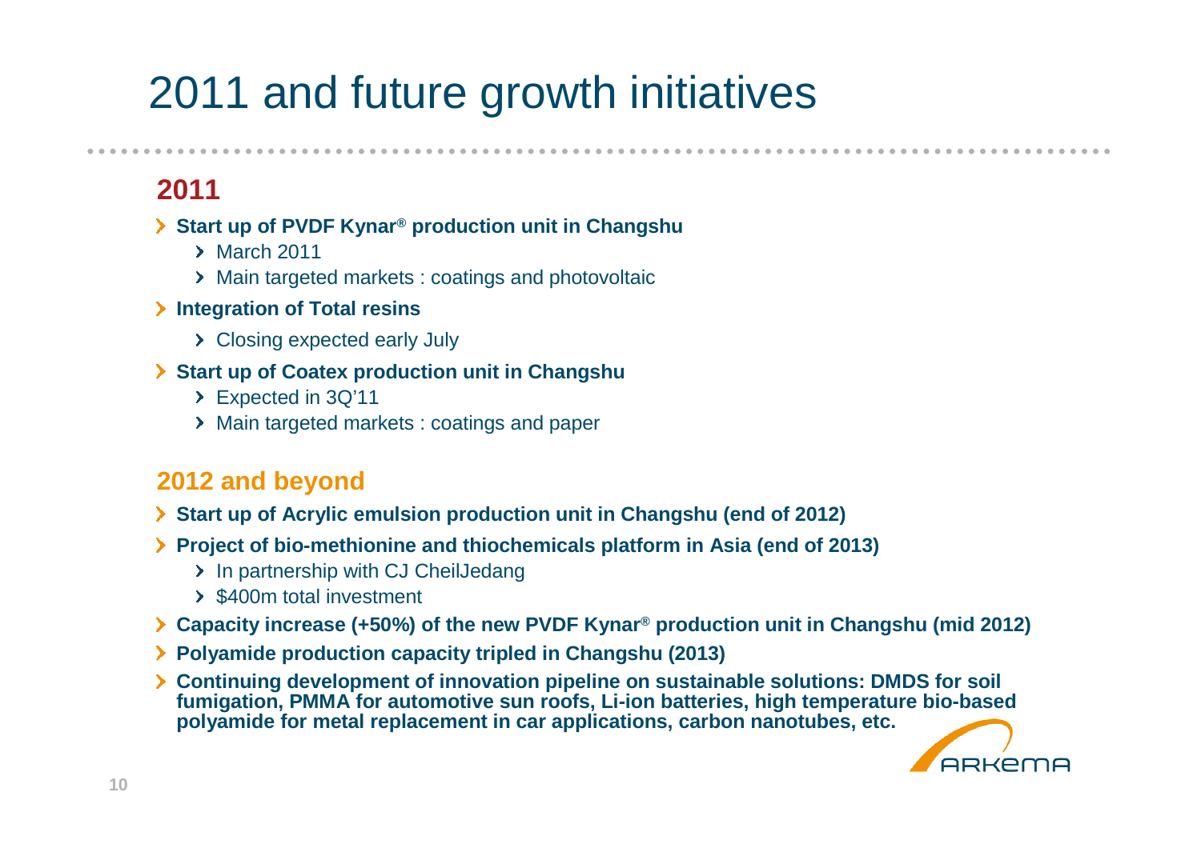# 2011 and future growth initiatives

## 2011

- **Start up of PVDF Kynar® production unit in Changshu**
  - March 2011
  - Main targeted markets : coatings and photovoltaic
- **Integration of Total resins**
  - Closing expected early July
- **Start up of Coatex production unit in Changshu**
  - Expected in 3Q'11
  - Main targeted markets : coatings and paper

## 2012 and beyond

- **Start up of Acrylic emulsion production unit in Changshu (end of 2012)**
- **Project of bio-methionine and thiochemicals platform in Asia (end of 2013)**
  - In partnership with CJ CheilJedang
  - $400m total investment
- **Capacity increase (+50%) of the new PVDF Kynar® production unit in Changshu (mid 2012)**
- **Polyamide production capacity tripled in Changshu (2013)**
- **Continuing development of innovation pipeline on sustainable solutions: DMDS for soil fumigation, PMMA for automotive sun roofs, Li-ion batteries, high temperature bio-based polyamide for metal replacement in car applications, carbon nanotubes, etc.**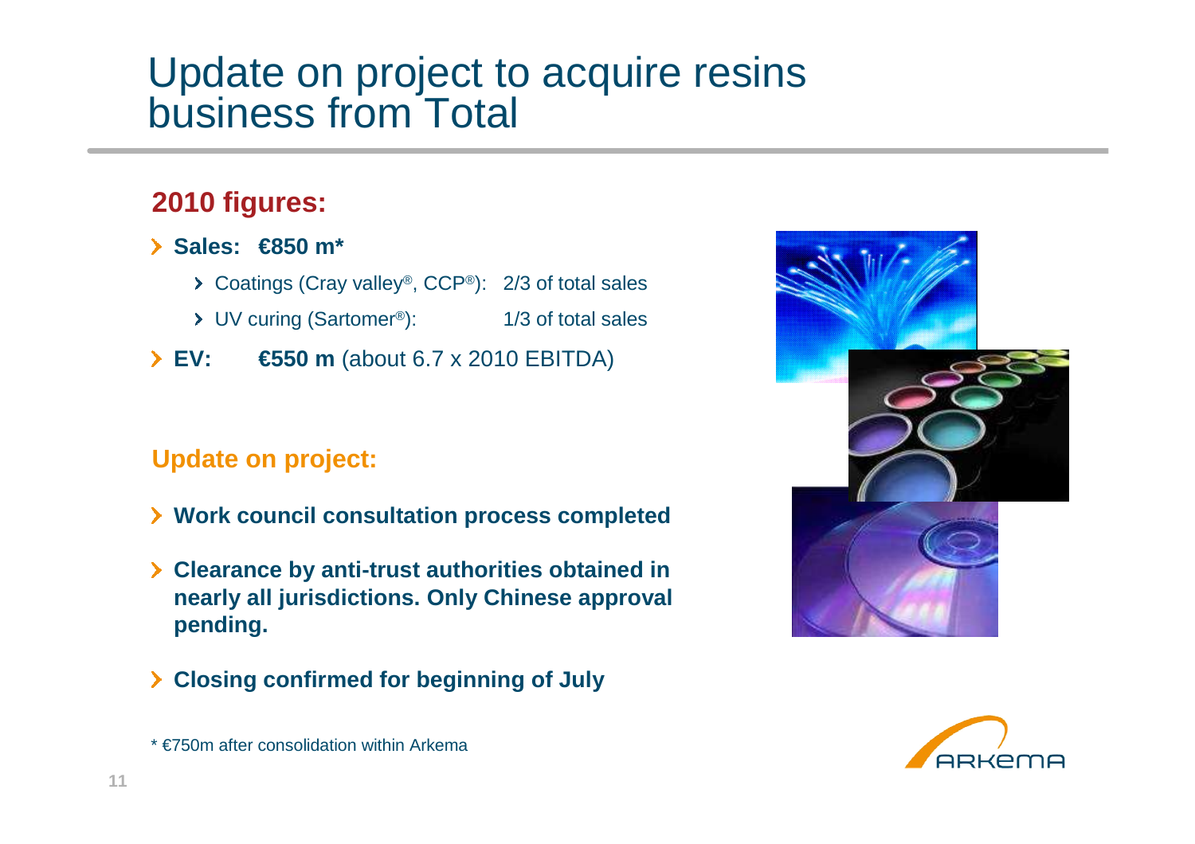# Update on project to acquire resins business from Total

## 2010 figures:

- **Sales: €850 m***
  - Coatings (Cray valley®, CCP®): 2/3 of total sales
  - UV curing (Sartomer®): 1/3 of total sales
- **EV: €550 m** (about 6.7 x 2010 EBITDA)

## Update on project:

- **Work council consultation process completed**
- **Clearance by anti-trust authorities obtained in nearly all jurisdictions. Only Chinese approval pending.**
- **Closing confirmed for beginning of July**

* €750m after consolidation within Arkema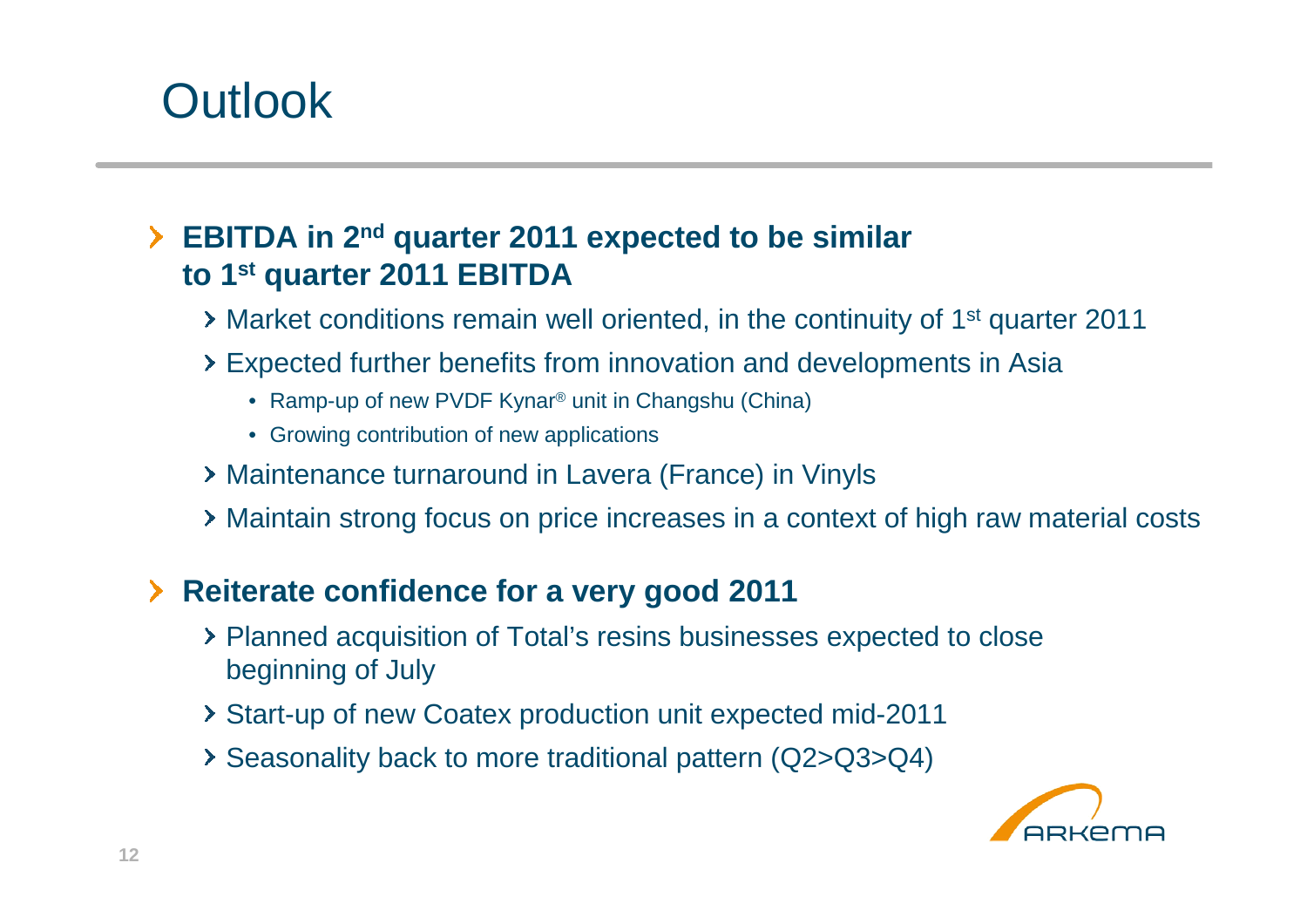# Outlook

- **EBITDA in 2nd quarter 2011 expected to be similar to 1st quarter 2011 EBITDA**
  - Market conditions remain well oriented, in the continuity of 1st quarter 2011
  - Expected further benefits from innovation and developments in Asia
    - Ramp-up of new PVDF Kynar® unit in Changshu (China)
    - Growing contribution of new applications
  - Maintenance turnaround in Lavera (France) in Vinyls
  - Maintain strong focus on price increases in a context of high raw material costs
- **Reiterate confidence for a very good 2011**
  - Planned acquisition of Total's resins businesses expected to close beginning of July
  - Start-up of new Coatex production unit expected mid-2011
  - Seasonality back to more traditional pattern (Q2>Q3>Q4)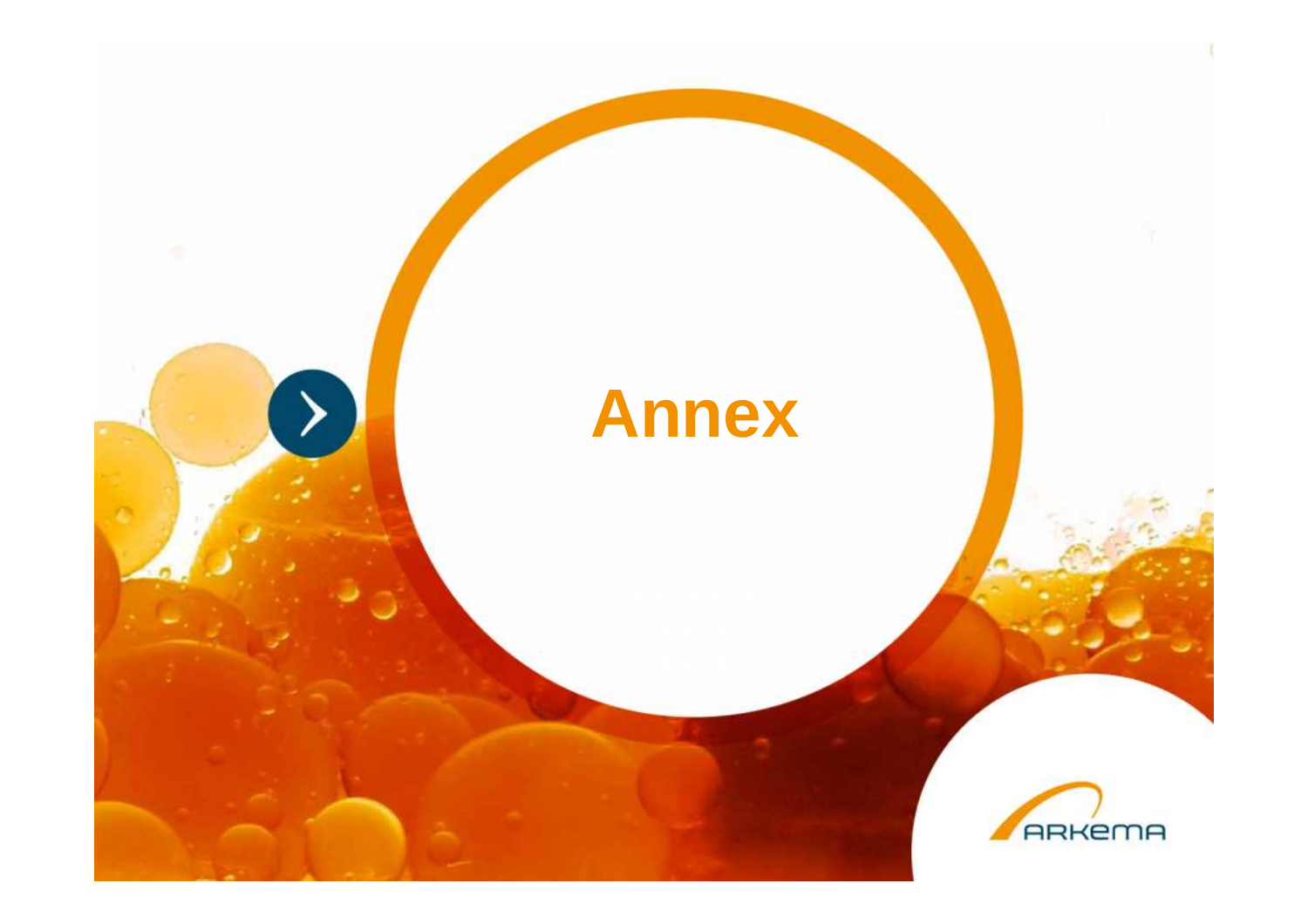# Annex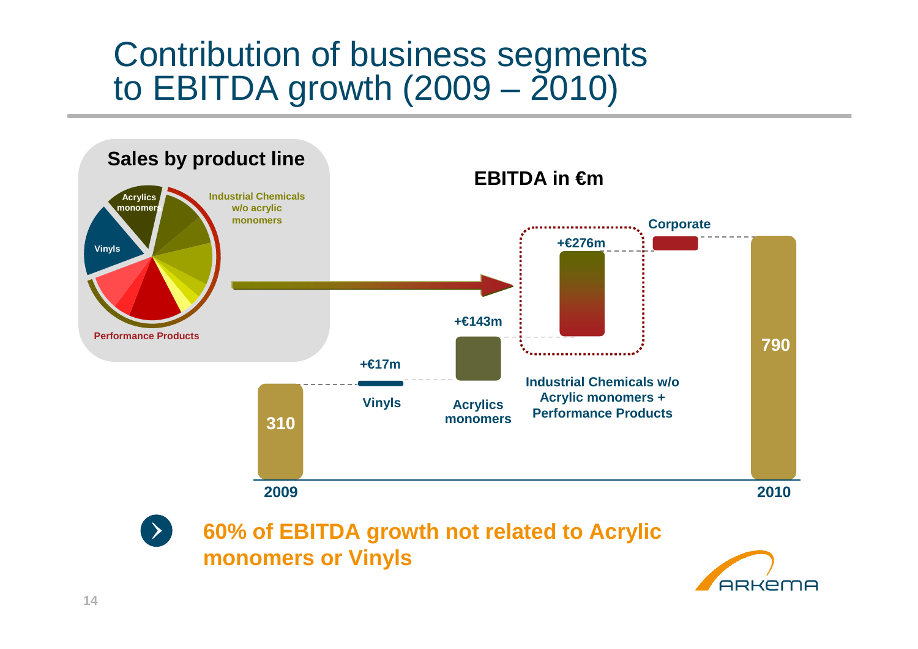# Contribution of business segments to EBITDA growth (2009 – 2010)

**Sales by product line**

- Acrylics monomers
- Industrial Chemicals w/o acrylic monomers
- Vinyls
- Performance Products

**EBITDA in €m**

| | EBITDA (€m) |
|---|---|
| 2009 | 310 |
| Vinyls | +€17m |
| Acrylics monomers | +€143m |
| Industrial Chemicals w/o Acrylic monomers + Performance Products | +€276m |
| Corporate | |
| 2010 | 790 |

**60% of EBITDA growth not related to Acrylic monomers or Vinyls**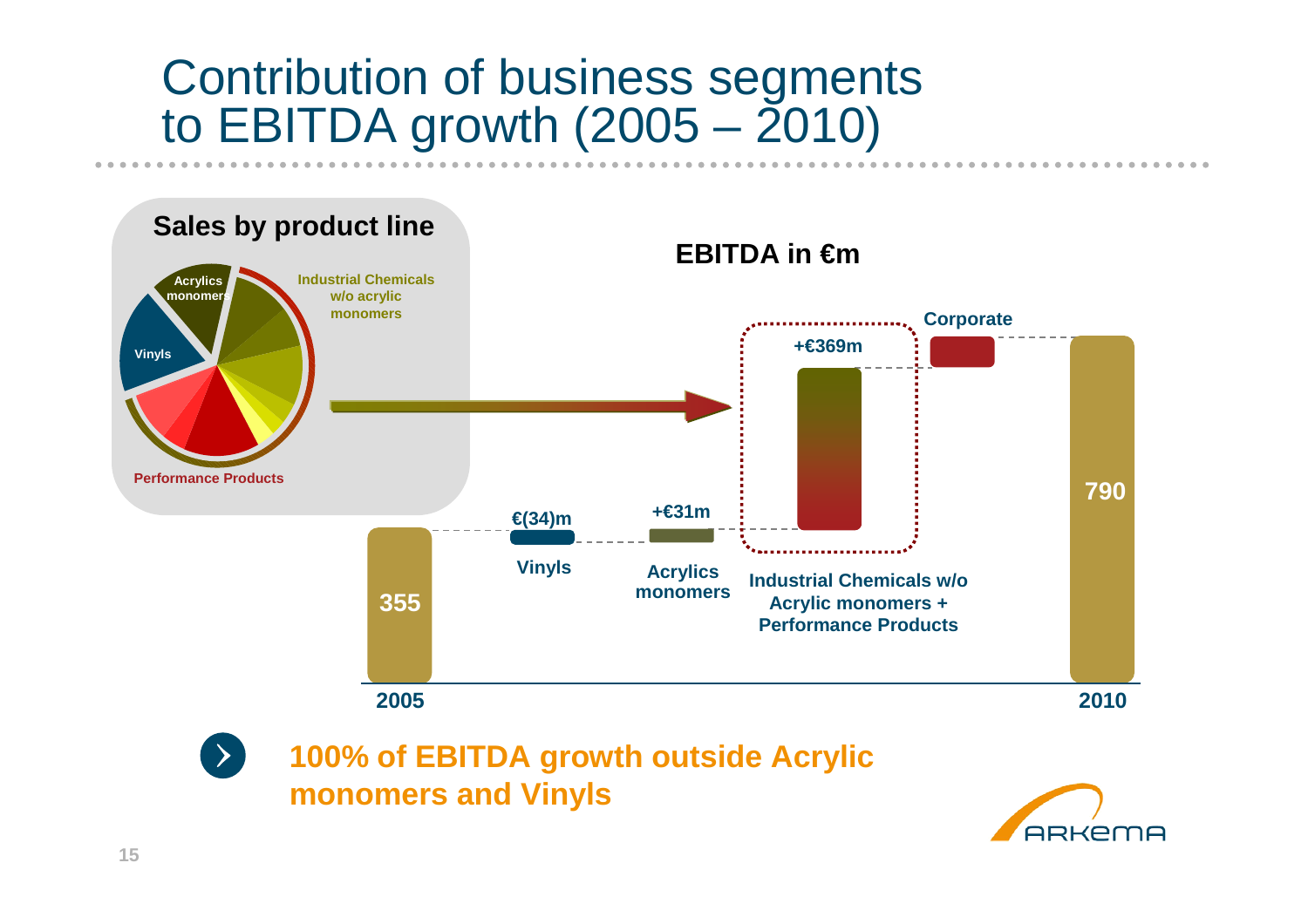# Contribution of business segments to EBITDA growth (2005 – 2010)

**Sales by product line**

- Acrylics monomers
- Industrial Chemicals w/o acrylic monomers
- Vinyls
- Performance Products

**EBITDA in €m**

| | EBITDA in €m |
|---|---|
| 2005 | 355 |
| Vinyls | €(34)m |
| Acrylics monomers | +€31m |
| Industrial Chemicals w/o Acrylic monomers + Performance Products | +€369m |
| Corporate | |
| 2010 | 790 |

**100% of EBITDA growth outside Acrylic monomers and Vinyls**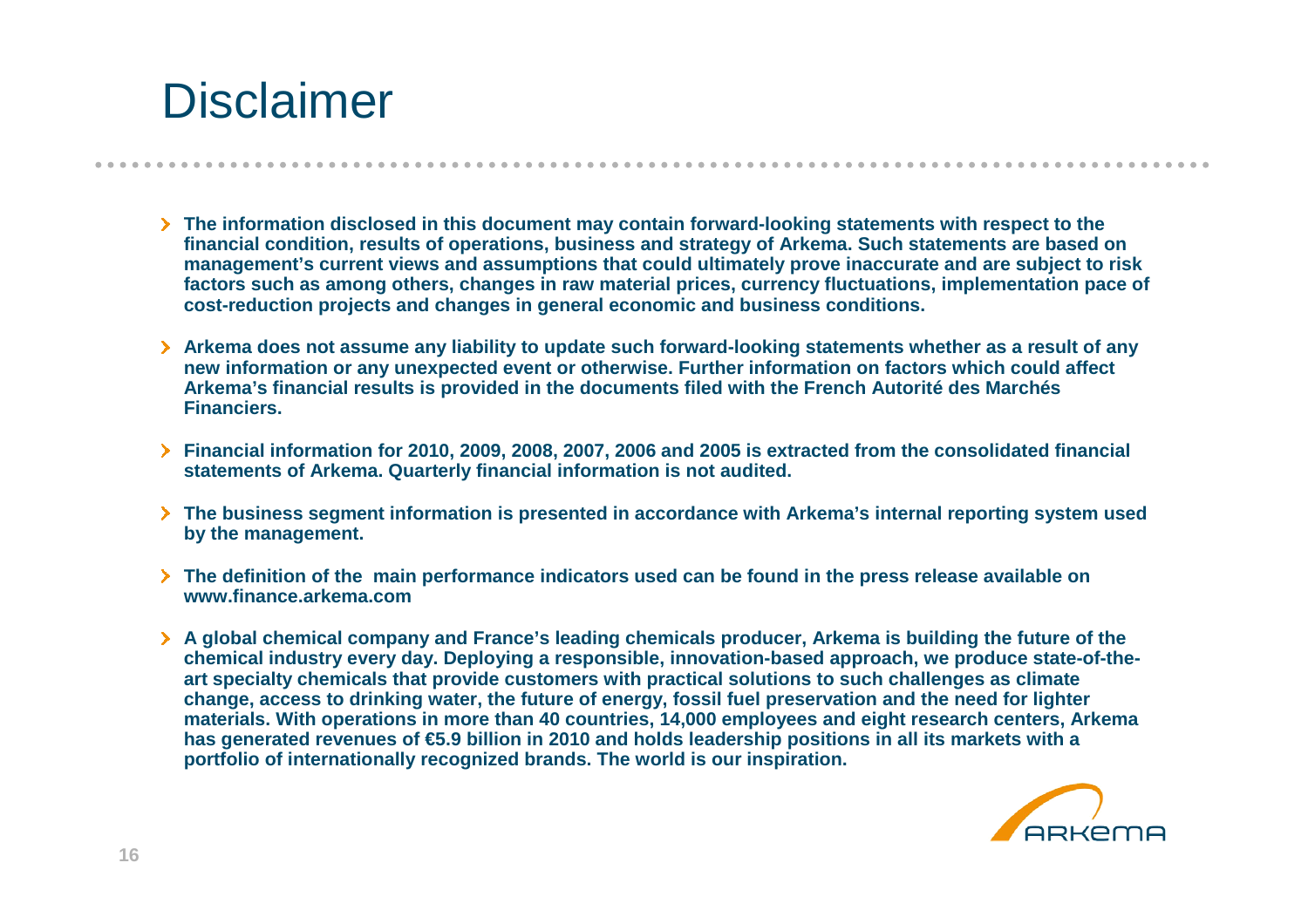# Disclaimer

- The information disclosed in this document may contain forward-looking statements with respect to the financial condition, results of operations, business and strategy of Arkema. Such statements are based on management's current views and assumptions that could ultimately prove inaccurate and are subject to risk factors such as among others, changes in raw material prices, currency fluctuations, implementation pace of cost-reduction projects and changes in general economic and business conditions.
- Arkema does not assume any liability to update such forward-looking statements whether as a result of any new information or any unexpected event or otherwise. Further information on factors which could affect Arkema's financial results is provided in the documents filed with the French Autorité des Marchés Financiers.
- Financial information for 2010, 2009, 2008, 2007, 2006 and 2005 is extracted from the consolidated financial statements of Arkema. Quarterly financial information is not audited.
- The business segment information is presented in accordance with Arkema's internal reporting system used by the management.
- The definition of the main performance indicators used can be found in the press release available on www.finance.arkema.com
- A global chemical company and France's leading chemicals producer, Arkema is building the future of the chemical industry every day. Deploying a responsible, innovation-based approach, we produce state-of-the-art specialty chemicals that provide customers with practical solutions to such challenges as climate change, access to drinking water, the future of energy, fossil fuel preservation and the need for lighter materials. With operations in more than 40 countries, 14,000 employees and eight research centers, Arkema has generated revenues of €5.9 billion in 2010 and holds leadership positions in all its markets with a portfolio of internationally recognized brands. The world is our inspiration.